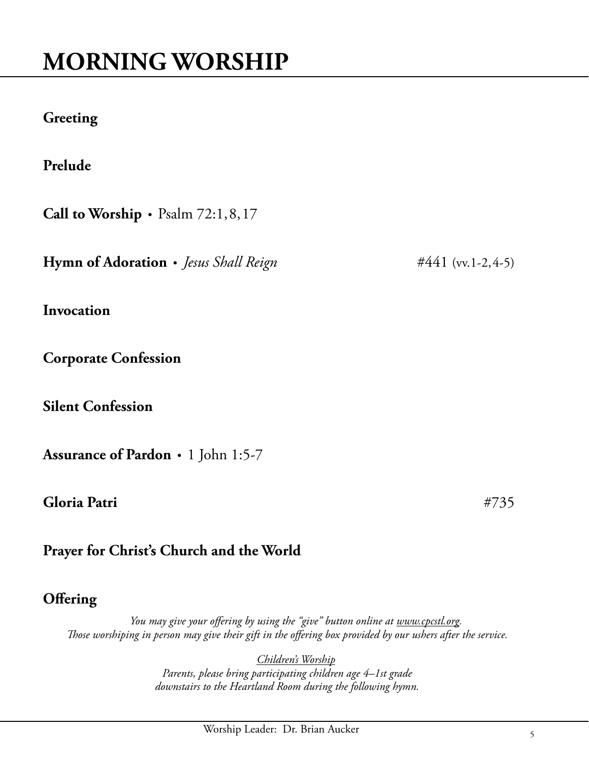# MORNING WORSHIP

**Greeting**

**Prelude**

**Call to Worship** • Psalm 72:1, 8, 17

**Hymn of Adoration** • *Jesus Shall Reign* #441 (vv.1-2, 4-5)

**Invocation**

**Corporate Confession**

**Silent Confession**

**Assurance of Pardon** • 1 John 1:5-7

**Gloria Patri** #735

**Prayer for Christ's Church and the World**

**Offering**

*You may give your offering by using the "give" button online at www.cpcstl.org.*
*Those worshiping in person may give their gift in the offering box provided by our ushers after the service.*

*Children's Worship*
*Parents, please bring participating children age 4–1st grade*
*downstairs to the Heartland Room during the following hymn.*

Worship Leader: Dr. Brian Aucker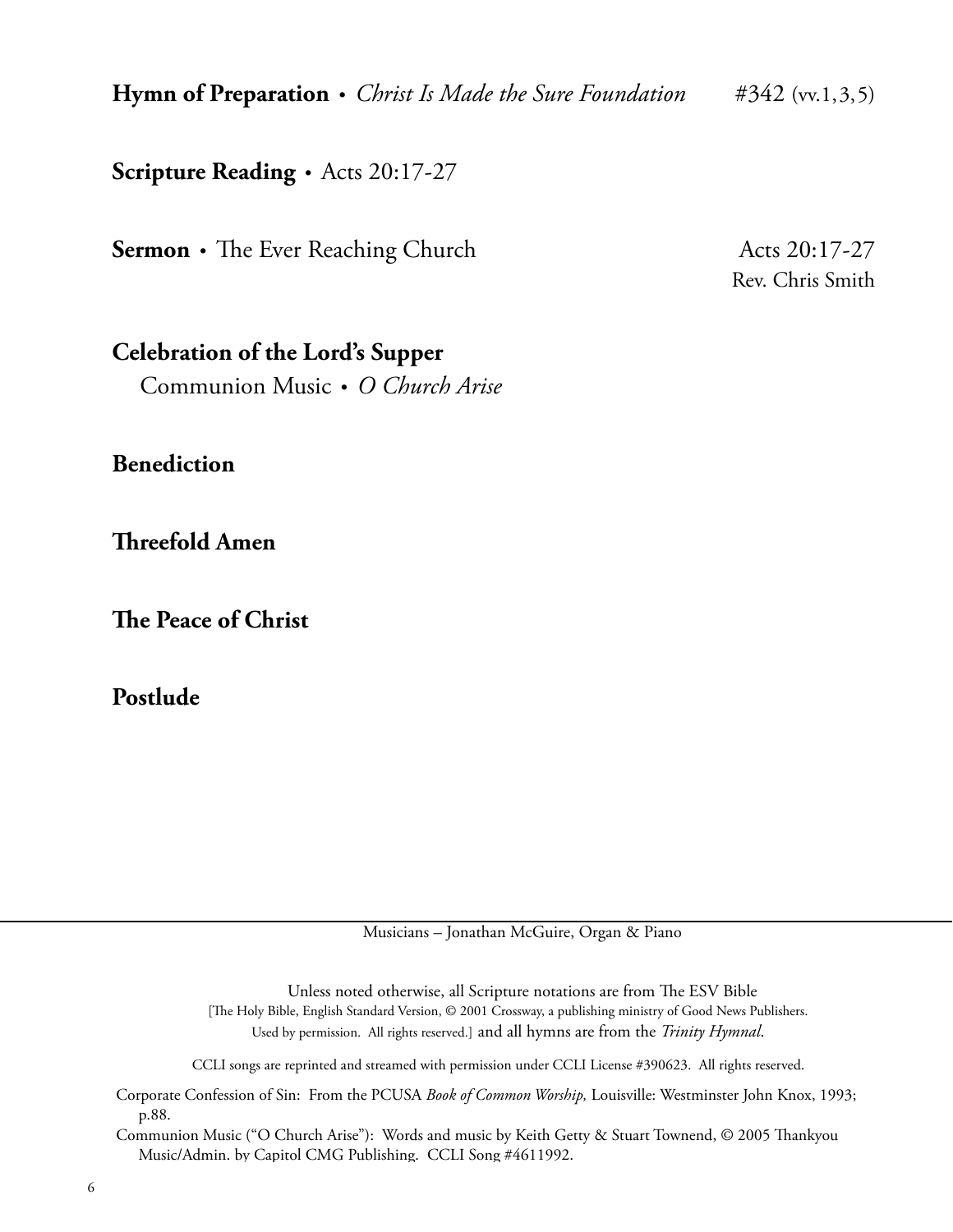**Hymn of Preparation** • *Christ Is Made the Sure Foundation* #342 (vv.1, 3, 5)

**Scripture Reading** • Acts 20:17-27

**Sermon** • The Ever Reaching Church Acts 20:17-27
Rev. Chris Smith

**Celebration of the Lord's Supper**
Communion Music • *O Church Arise*

**Benediction**

**Threefold Amen**

**The Peace of Christ**

**Postlude**

---

Musicians – Jonathan McGuire, Organ & Piano

Unless noted otherwise, all Scripture notations are from The ESV Bible
[The Holy Bible, English Standard Version, © 2001 Crossway, a publishing ministry of Good News Publishers.
Used by permission. All rights reserved.] and all hymns are from the *Trinity Hymnal*.

CCLI songs are reprinted and streamed with permission under CCLI License #390623. All rights reserved.

Corporate Confession of Sin: From the PCUSA *Book of Common Worship,* Louisville: Westminster John Knox, 1993; p.88.

Communion Music ("O Church Arise"): Words and music by Keith Getty & Stuart Townend, © 2005 Thankyou Music/Admin. by Capitol CMG Publishing. CCLI Song #4611992.